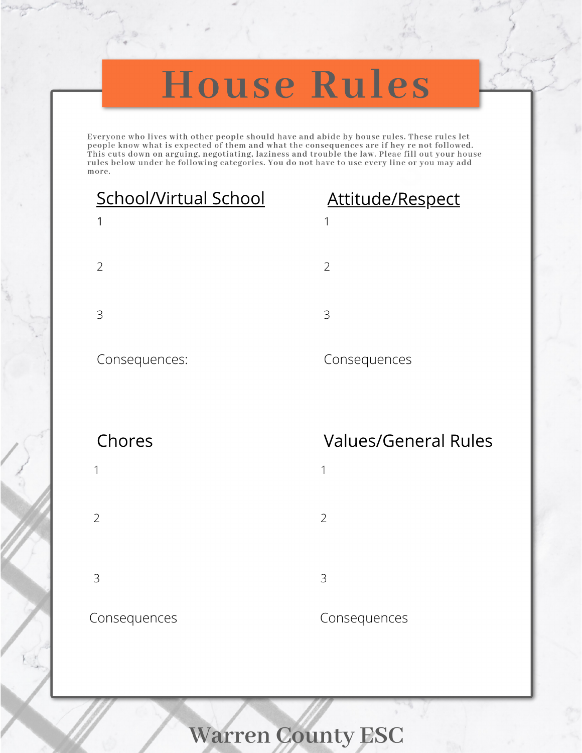# House Rules

Everyone who lives with other people should have and abide by house rules. These rules let people know what is expected of them and what the consequences are if hey re not followed. This cuts down on arguing, negotiating, laziness and trouble the law. Pleae fill out your house rules below under he following categories. You do not have to use every line or you may add more.

## School/Virtual School

1

2

3

Consequences:

## Attitude/Respect

1

2

3

Consequences

## Chores

1

2

3

Consequences

## Values/General Rules

1

2

3

Consequences

Warren County ESC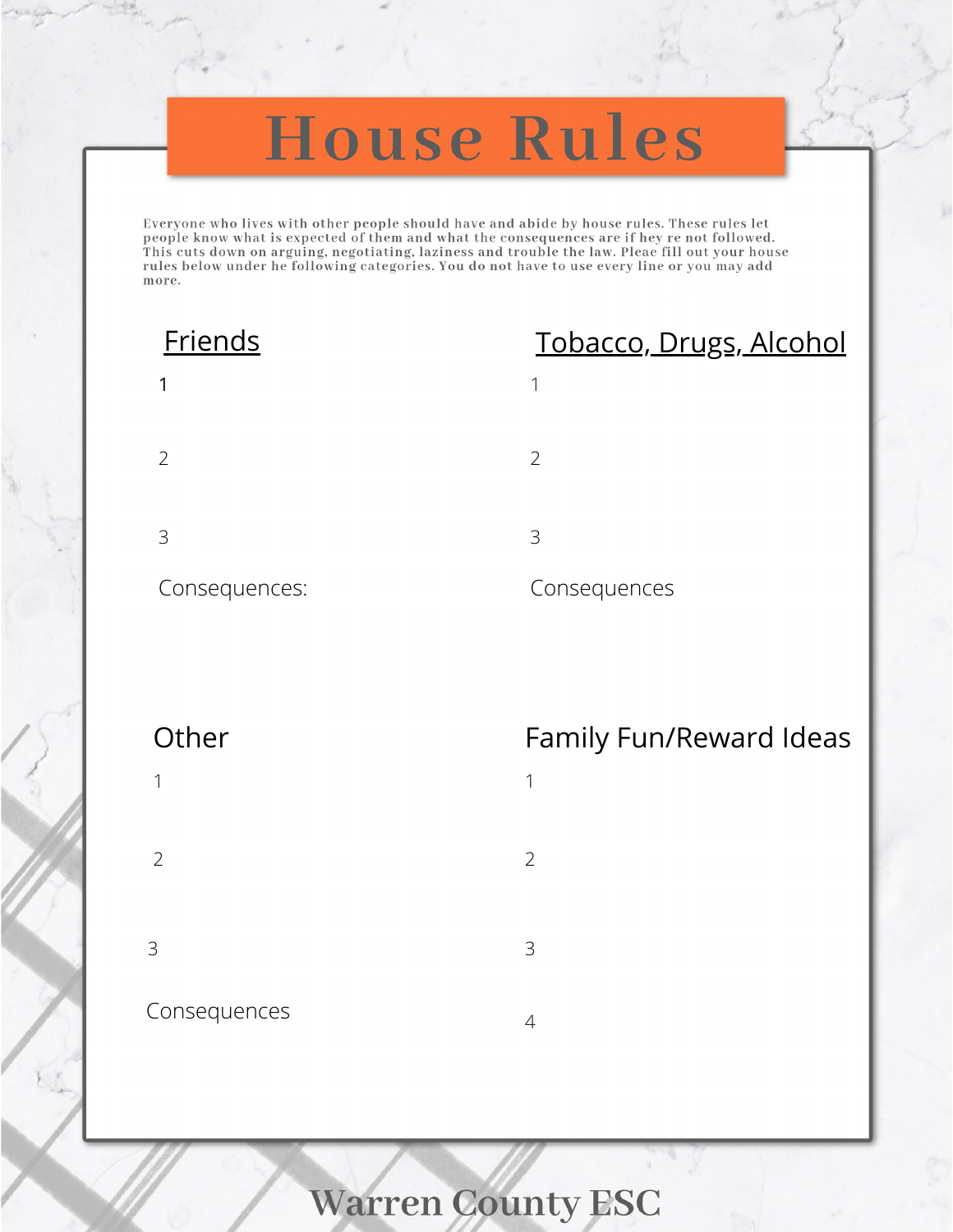# House Rules

Everyone who lives with other people should have and abide by house rules. These rules let people know what is expected of them and what the consequences are if hey re not followed. This cuts down on arguing, negotiating, laziness and trouble the law. Pleae fill out your house rules below under he following categories. You do not have to use every line or you may add more.

## Friends

1

2

3

Consequences:

## Tobacco, Drugs, Alcohol

1

2

3

Consequences

## Other

1

2

3

Consequences

## Family Fun/Reward Ideas

1

2

3

4

Warren County ESC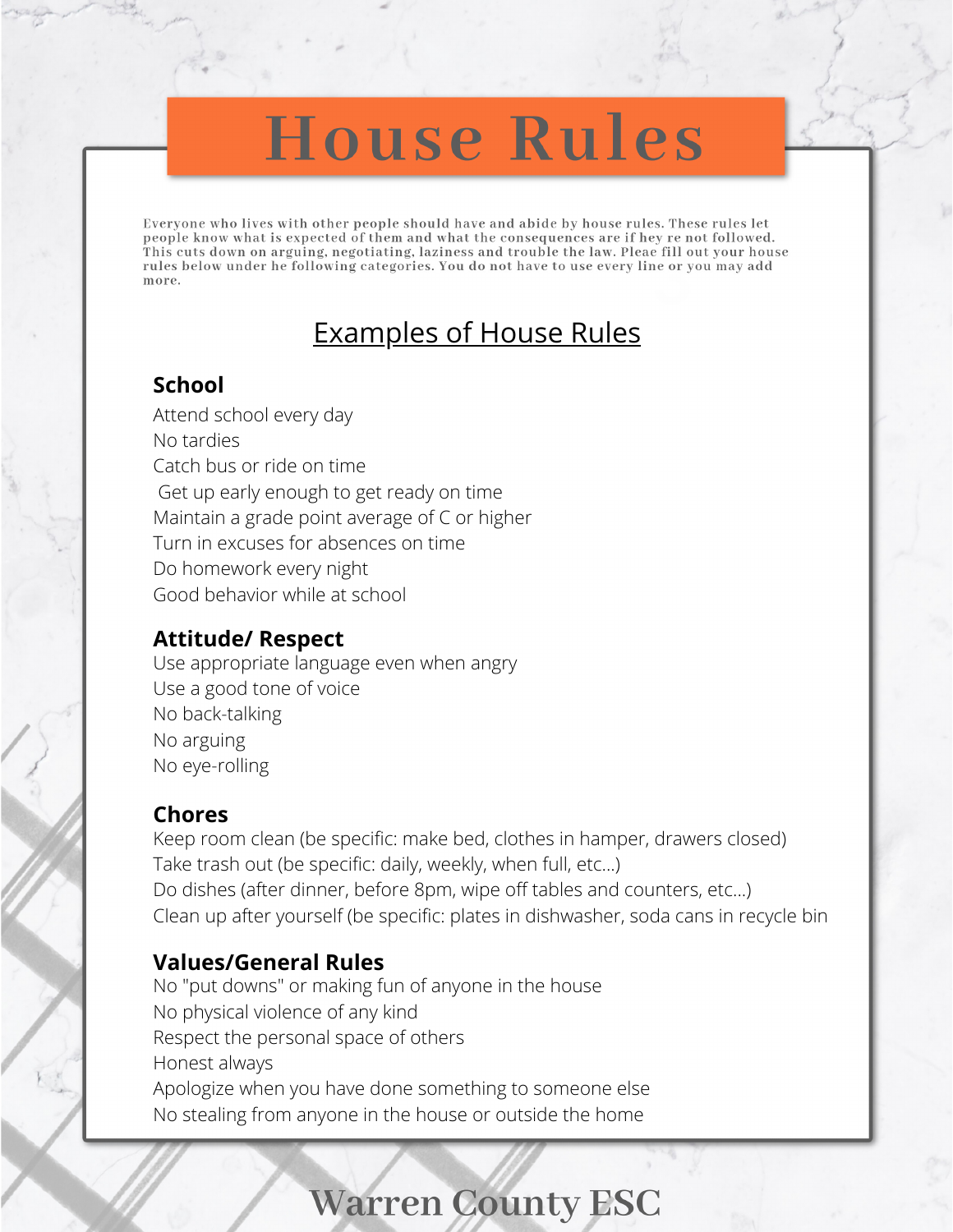# House Rules

Everyone who lives with other people should have and abide by house rules. These rules let people know what is expected of them and what the consequences are if hey re not followed. This cuts down on arguing, negotiating, laziness and trouble the law. Pleae fill out your house rules below under he following categories. You do not have to use every line or you may add more.

## Examples of House Rules

**School**

Attend school every day
No tardies
Catch bus or ride on time
Get up early enough to get ready on time
Maintain a grade point average of C or higher
Turn in excuses for absences on time
Do homework every night
Good behavior while at school

**Attitude/ Respect**

Use appropriate language even when angry
Use a good tone of voice
No back-talking
No arguing
No eye-rolling

**Chores**

Keep room clean (be specific: make bed, clothes in hamper, drawers closed)
Take trash out (be specific: daily, weekly, when full, etc...)
Do dishes (after dinner, before 8pm, wipe off tables and counters, etc...)
Clean up after yourself (be specific: plates in dishwasher, soda cans in recycle bin

**Values/General Rules**

No "put downs" or making fun of anyone in the house
No physical violence of any kind
Respect the personal space of others
Honest always
Apologize when you have done something to someone else
No stealing from anyone in the house or outside the home

Warren County ESC